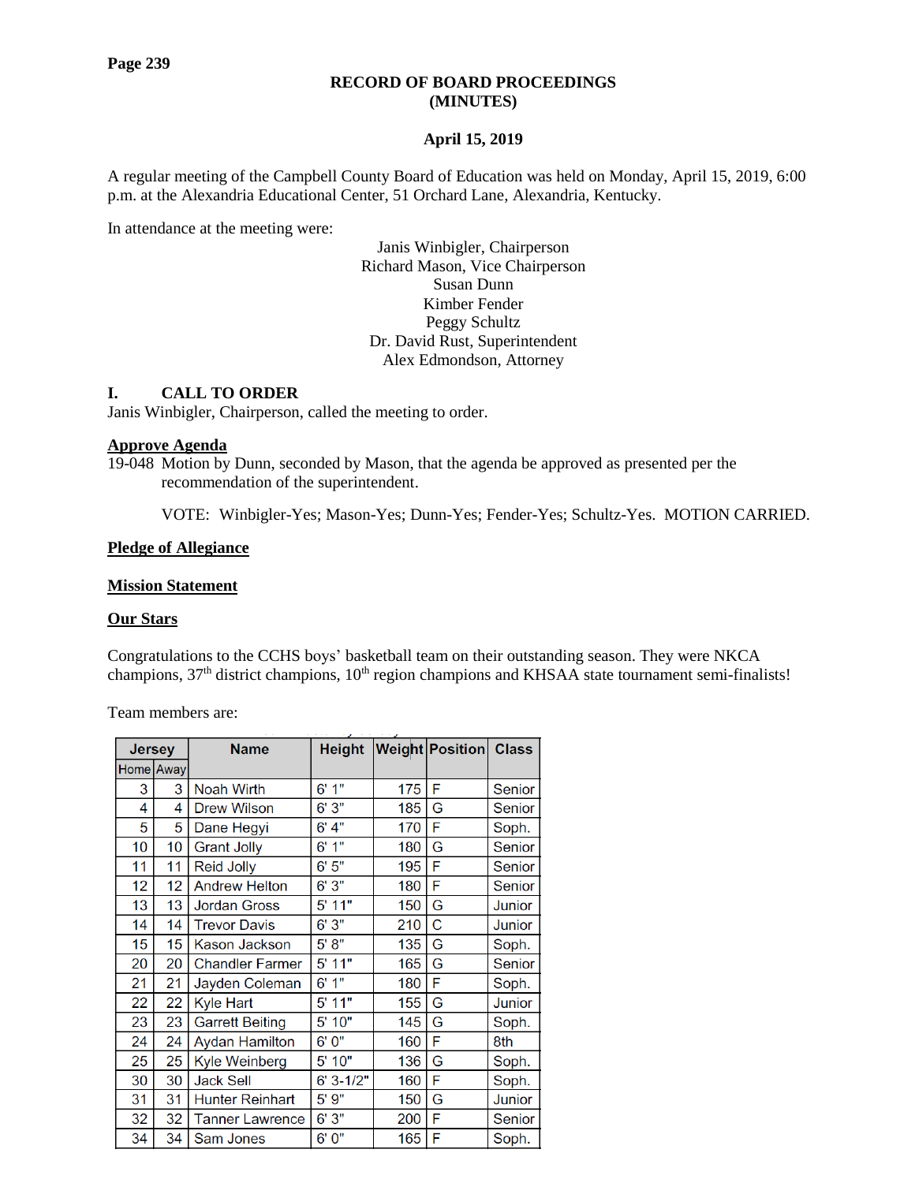**RECORD OF BOARD PROCEEDINGS**
**(MINUTES)**

**April 15, 2019**

A regular meeting of the Campbell County Board of Education was held on Monday, April 15, 2019, 6:00 p.m. at the Alexandria Educational Center, 51 Orchard Lane, Alexandria, Kentucky.

In attendance at the meeting were:

Janis Winbigler, Chairperson
Richard Mason, Vice Chairperson
Susan Dunn
Kimber Fender
Peggy Schultz
Dr. David Rust, Superintendent
Alex Edmondson, Attorney

## I. CALL TO ORDER

Janis Winbigler, Chairperson, called the meeting to order.

### Approve Agenda

19-048 Motion by Dunn, seconded by Mason, that the agenda be approved as presented per the recommendation of the superintendent.

VOTE: Winbigler-Yes; Mason-Yes; Dunn-Yes; Fender-Yes; Schultz-Yes. MOTION CARRIED.

### Pledge of Allegiance

### Mission Statement

### Our Stars

Congratulations to the CCHS boys' basketball team on their outstanding season. They were NKCA champions, 37th district champions, 10th region champions and KHSAA state tournament semi-finalists!

Team members are:

| Jersey | | Name | Height | Weight | Position | Class |
|---|---|---|---|---|---|---|
| Home | Away | | | | | |
| 3 | 3 | Noah Wirth | 6' 1" | 175 | F | Senior |
| 4 | 4 | Drew Wilson | 6' 3" | 185 | G | Senior |
| 5 | 5 | Dane Hegyi | 6' 4" | 170 | F | Soph. |
| 10 | 10 | Grant Jolly | 6' 1" | 180 | G | Senior |
| 11 | 11 | Reid Jolly | 6' 5" | 195 | F | Senior |
| 12 | 12 | Andrew Helton | 6' 3" | 180 | F | Senior |
| 13 | 13 | Jordan Gross | 5' 11" | 150 | G | Junior |
| 14 | 14 | Trevor Davis | 6' 3" | 210 | C | Junior |
| 15 | 15 | Kason Jackson | 5' 8" | 135 | G | Soph. |
| 20 | 20 | Chandler Farmer | 5' 11" | 165 | G | Senior |
| 21 | 21 | Jayden Coleman | 6' 1" | 180 | F | Soph. |
| 22 | 22 | Kyle Hart | 5' 11" | 155 | G | Junior |
| 23 | 23 | Garrett Beiting | 5' 10" | 145 | G | Soph. |
| 24 | 24 | Aydan Hamilton | 6' 0" | 160 | F | 8th |
| 25 | 25 | Kyle Weinberg | 5' 10" | 136 | G | Soph. |
| 30 | 30 | Jack Sell | 6' 3-1/2" | 160 | F | Soph. |
| 31 | 31 | Hunter Reinhart | 5' 9" | 150 | G | Junior |
| 32 | 32 | Tanner Lawrence | 6' 3" | 200 | F | Senior |
| 34 | 34 | Sam Jones | 6' 0" | 165 | F | Soph. |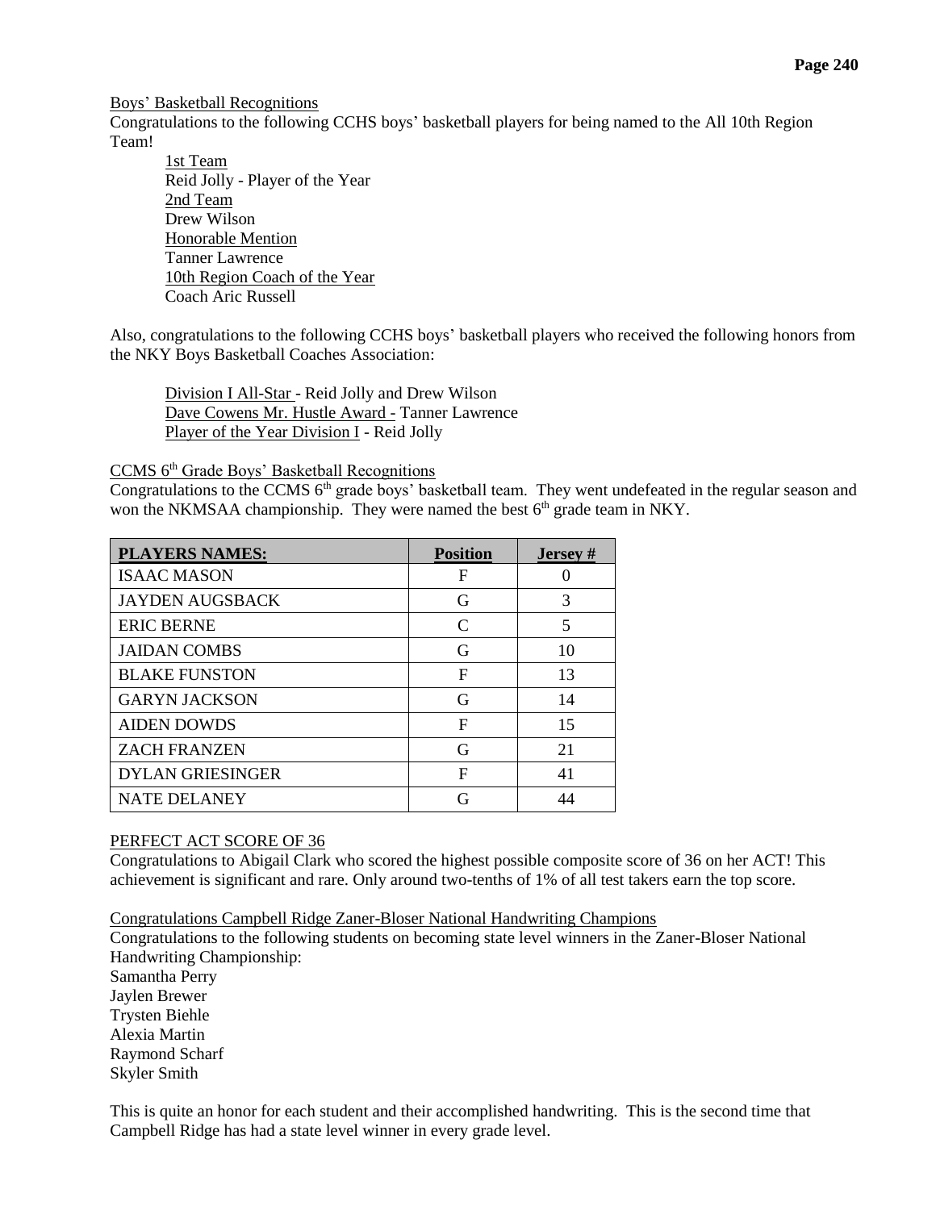Boys' Basketball Recognitions

Congratulations to the following CCHS boys' basketball players for being named to the All 10th Region Team!

1st Team
Reid Jolly - Player of the Year
2nd Team
Drew Wilson
Honorable Mention
Tanner Lawrence
10th Region Coach of the Year
Coach Aric Russell

Also, congratulations to the following CCHS boys' basketball players who received the following honors from the NKY Boys Basketball Coaches Association:

Division I All-Star - Reid Jolly and Drew Wilson
Dave Cowens Mr. Hustle Award - Tanner Lawrence
Player of the Year Division I - Reid Jolly

CCMS 6th Grade Boys' Basketball Recognitions

Congratulations to the CCMS 6th grade boys' basketball team. They went undefeated in the regular season and won the NKMSAA championship. They were named the best 6th grade team in NKY.

| PLAYERS NAMES: | Position | Jersey # |
|---|---|---|
| ISAAC MASON | F | 0 |
| JAYDEN AUGSBACK | G | 3 |
| ERIC BERNE | C | 5 |
| JAIDAN COMBS | G | 10 |
| BLAKE FUNSTON | F | 13 |
| GARYN JACKSON | G | 14 |
| AIDEN DOWDS | F | 15 |
| ZACH FRANZEN | G | 21 |
| DYLAN GRIESINGER | F | 41 |
| NATE DELANEY | G | 44 |

PERFECT ACT SCORE OF 36

Congratulations to Abigail Clark who scored the highest possible composite score of 36 on her ACT! This achievement is significant and rare. Only around two-tenths of 1% of all test takers earn the top score.

Congratulations Campbell Ridge Zaner-Bloser National Handwriting Champions

Congratulations to the following students on becoming state level winners in the Zaner-Bloser National Handwriting Championship:
Samantha Perry
Jaylen Brewer
Trysten Biehle
Alexia Martin
Raymond Scharf
Skyler Smith

This is quite an honor for each student and their accomplished handwriting. This is the second time that Campbell Ridge has had a state level winner in every grade level.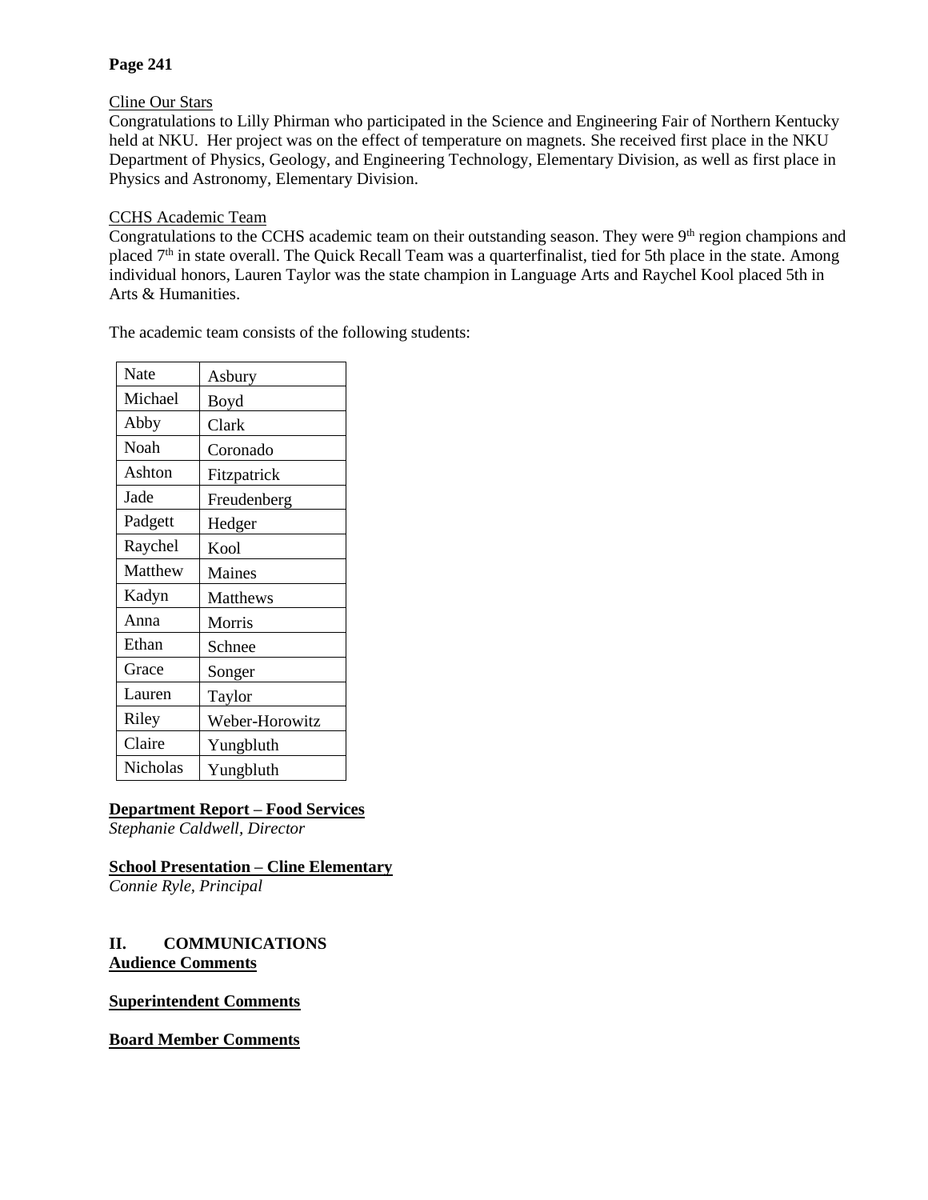**Page 241**

Cline Our Stars

Congratulations to Lilly Phirman who participated in the Science and Engineering Fair of Northern Kentucky held at NKU. Her project was on the effect of temperature on magnets. She received first place in the NKU Department of Physics, Geology, and Engineering Technology, Elementary Division, as well as first place in Physics and Astronomy, Elementary Division.

CCHS Academic Team

Congratulations to the CCHS academic team on their outstanding season. They were 9th region champions and placed 7th in state overall. The Quick Recall Team was a quarterfinalist, tied for 5th place in the state. Among individual honors, Lauren Taylor was the state champion in Language Arts and Raychel Kool placed 5th in Arts & Humanities.

The academic team consists of the following students:

| | |
|---|---|
| Nate | Asbury |
| Michael | Boyd |
| Abby | Clark |
| Noah | Coronado |
| Ashton | Fitzpatrick |
| Jade | Freudenberg |
| Padgett | Hedger |
| Raychel | Kool |
| Matthew | Maines |
| Kadyn | Matthews |
| Anna | Morris |
| Ethan | Schnee |
| Grace | Songer |
| Lauren | Taylor |
| Riley | Weber-Horowitz |
| Claire | Yungbluth |
| Nicholas | Yungbluth |

**Department Report – Food Services**
*Stephanie Caldwell, Director*

**School Presentation – Cline Elementary**
*Connie Ryle, Principal*

## II. COMMUNICATIONS

**Audience Comments**

**Superintendent Comments**

**Board Member Comments**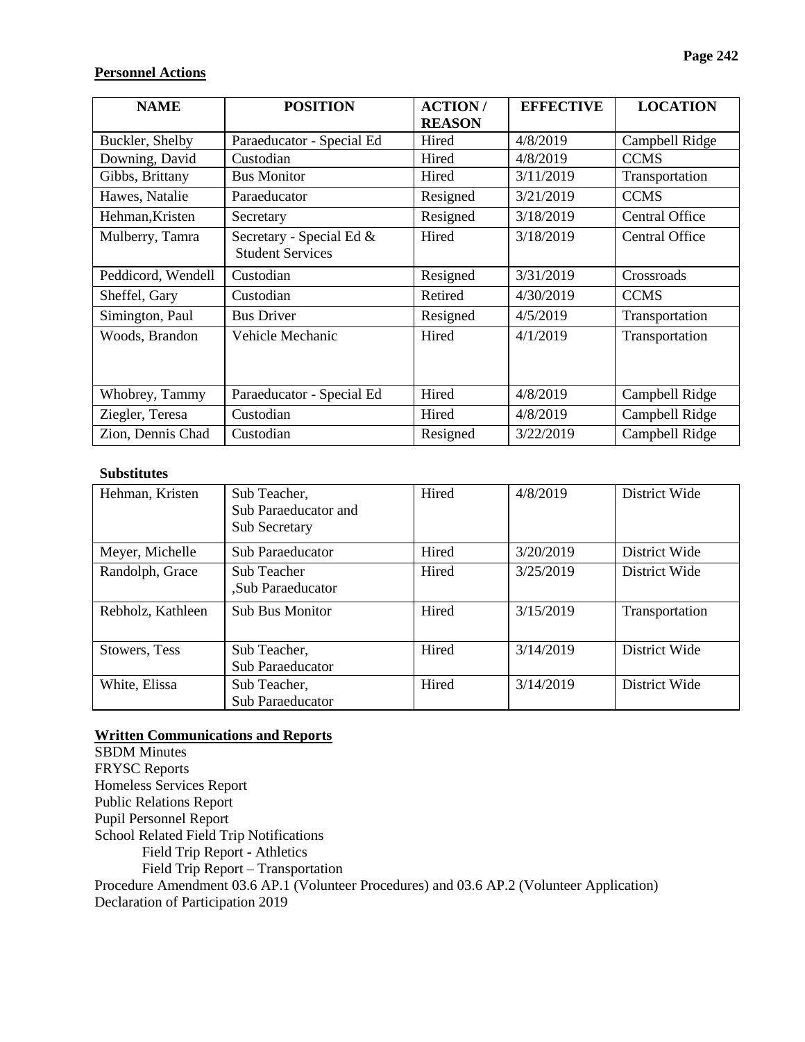## Personnel Actions

| NAME | POSITION | ACTION / REASON | EFFECTIVE | LOCATION |
|---|---|---|---|---|
| Buckler, Shelby | Paraeducator - Special Ed | Hired | 4/8/2019 | Campbell Ridge |
| Downing, David | Custodian | Hired | 4/8/2019 | CCMS |
| Gibbs, Brittany | Bus Monitor | Hired | 3/11/2019 | Transportation |
| Hawes, Natalie | Paraeducator | Resigned | 3/21/2019 | CCMS |
| Hehman,Kristen | Secretary | Resigned | 3/18/2019 | Central Office |
| Mulberry, Tamra | Secretary - Special Ed & Student Services | Hired | 3/18/2019 | Central Office |
| Peddicord, Wendell | Custodian | Resigned | 3/31/2019 | Crossroads |
| Sheffel, Gary | Custodian | Retired | 4/30/2019 | CCMS |
| Simington, Paul | Bus Driver | Resigned | 4/5/2019 | Transportation |
| Woods, Brandon | Vehicle Mechanic | Hired | 4/1/2019 | Transportation |
| Whobrey, Tammy | Paraeducator - Special Ed | Hired | 4/8/2019 | Campbell Ridge |
| Ziegler, Teresa | Custodian | Hired | 4/8/2019 | Campbell Ridge |
| Zion, Dennis Chad | Custodian | Resigned | 3/22/2019 | Campbell Ridge |

**Substitutes**

| | | | | |
|---|---|---|---|---|
| Hehman, Kristen | Sub Teacher, Sub Paraeducator and Sub Secretary | Hired | 4/8/2019 | District Wide |
| Meyer, Michelle | Sub Paraeducator | Hired | 3/20/2019 | District Wide |
| Randolph, Grace | Sub Teacher ,Sub Paraeducator | Hired | 3/25/2019 | District Wide |
| Rebholz, Kathleen | Sub Bus Monitor | Hired | 3/15/2019 | Transportation |
| Stowers, Tess | Sub Teacher, Sub Paraeducator | Hired | 3/14/2019 | District Wide |
| White, Elissa | Sub Teacher, Sub Paraeducator | Hired | 3/14/2019 | District Wide |

## Written Communications and Reports

SBDM Minutes
FRYSC Reports
Homeless Services Report
Public Relations Report
Pupil Personnel Report
School Related Field Trip Notifications
- Field Trip Report - Athletics
- Field Trip Report – Transportation

Procedure Amendment 03.6 AP.1 (Volunteer Procedures) and 03.6 AP.2 (Volunteer Application)
Declaration of Participation 2019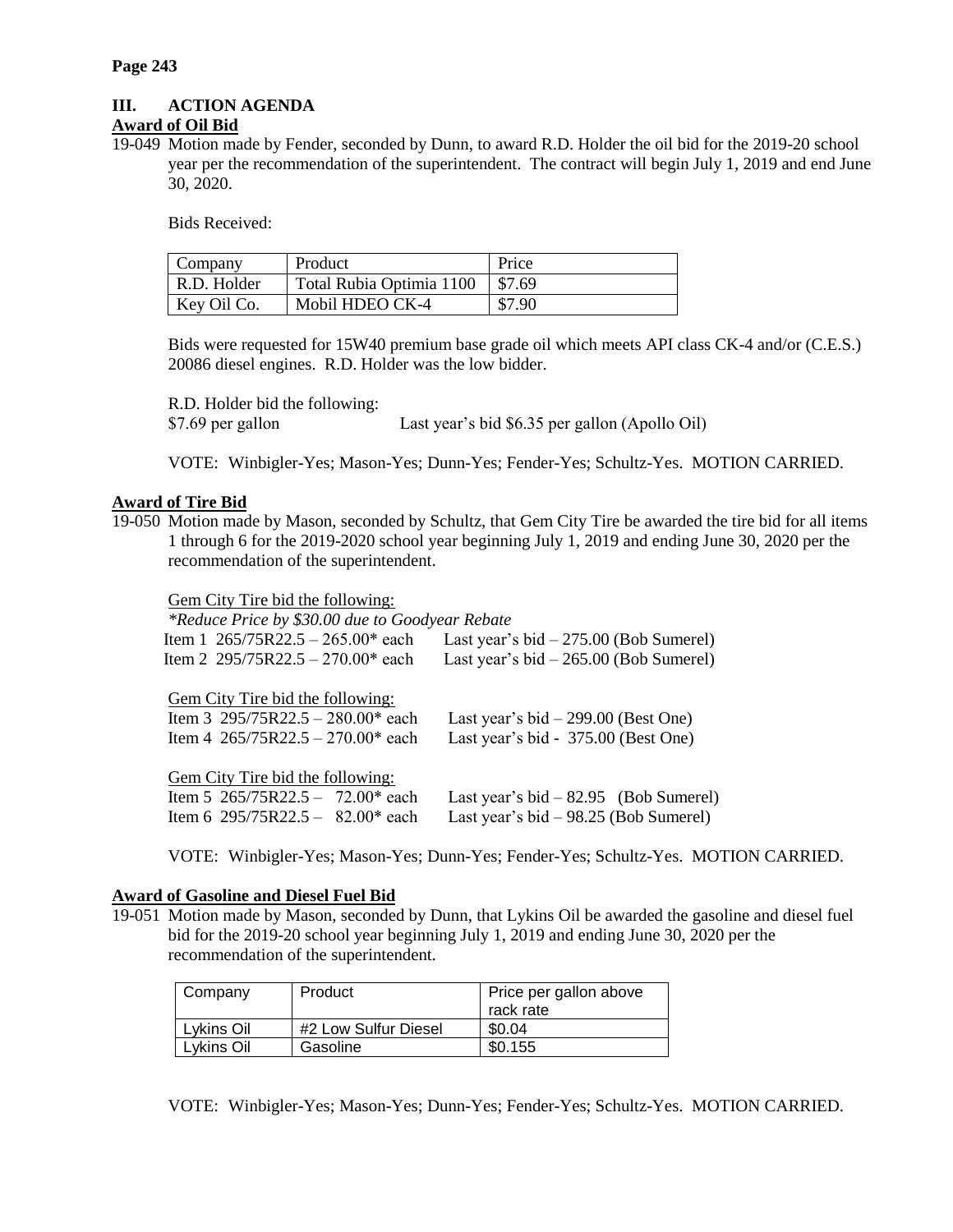## III. ACTION AGENDA

**Award of Oil Bid**

19-049 Motion made by Fender, seconded by Dunn, to award R.D. Holder the oil bid for the 2019-20 school year per the recommendation of the superintendent. The contract will begin July 1, 2019 and end June 30, 2020.

Bids Received:

| Company | Product | Price |
|---|---|---|
| R.D. Holder | Total Rubia Optimia 1100 | $7.69 |
| Key Oil Co. | Mobil HDEO CK-4 | $7.90 |

Bids were requested for 15W40 premium base grade oil which meets API class CK-4 and/or (C.E.S.) 20086 diesel engines. R.D. Holder was the low bidder.

R.D. Holder bid the following:
$7.69 per gallon                    Last year's bid $6.35 per gallon (Apollo Oil)

VOTE: Winbigler-Yes; Mason-Yes; Dunn-Yes; Fender-Yes; Schultz-Yes. MOTION CARRIED.

**Award of Tire Bid**

19-050 Motion made by Mason, seconded by Schultz, that Gem City Tire be awarded the tire bid for all items 1 through 6 for the 2019-2020 school year beginning July 1, 2019 and ending June 30, 2020 per the recommendation of the superintendent.

Gem City Tire bid the following:
*\*Reduce Price by $30.00 due to Goodyear Rebate*
Item 1 265/75R22.5 – 265.00* each     Last year's bid – 275.00 (Bob Sumerel)
Item 2 295/75R22.5 – 270.00* each     Last year's bid – 265.00 (Bob Sumerel)

Gem City Tire bid the following:
Item 3 295/75R22.5 – 280.00* each     Last year's bid – 299.00 (Best One)
Item 4 265/75R22.5 – 270.00* each     Last year's bid - 375.00 (Best One)

Gem City Tire bid the following:
Item 5 265/75R22.5 – 72.00* each     Last year's bid – 82.95 (Bob Sumerel)
Item 6 295/75R22.5 – 82.00* each     Last year's bid – 98.25 (Bob Sumerel)

VOTE: Winbigler-Yes; Mason-Yes; Dunn-Yes; Fender-Yes; Schultz-Yes. MOTION CARRIED.

**Award of Gasoline and Diesel Fuel Bid**

19-051 Motion made by Mason, seconded by Dunn, that Lykins Oil be awarded the gasoline and diesel fuel bid for the 2019-20 school year beginning July 1, 2019 and ending June 30, 2020 per the recommendation of the superintendent.

| Company | Product | Price per gallon above rack rate |
|---|---|---|
| Lykins Oil | #2 Low Sulfur Diesel | $0.04 |
| Lykins Oil | Gasoline | $0.155 |

VOTE: Winbigler-Yes; Mason-Yes; Dunn-Yes; Fender-Yes; Schultz-Yes. MOTION CARRIED.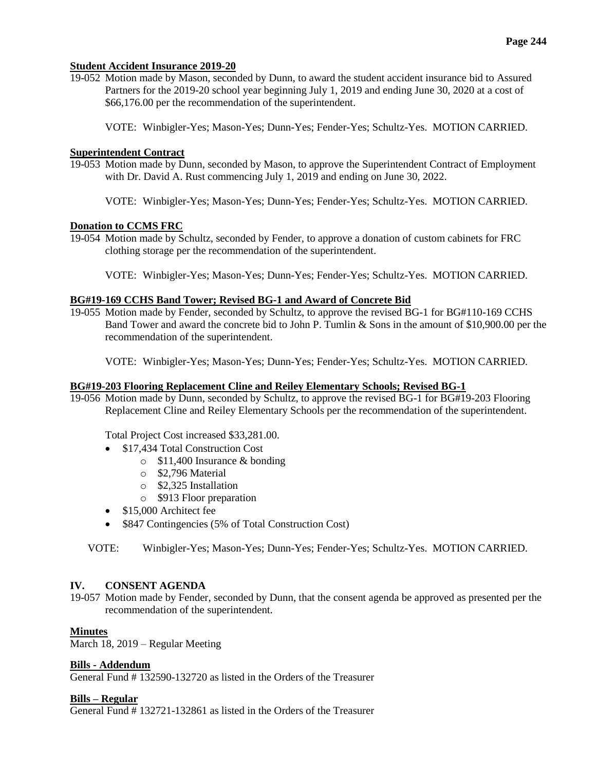**Student Accident Insurance 2019-20**

19-052 Motion made by Mason, seconded by Dunn, to award the student accident insurance bid to Assured Partners for the 2019-20 school year beginning July 1, 2019 and ending June 30, 2020 at a cost of $66,176.00 per the recommendation of the superintendent.

VOTE: Winbigler-Yes; Mason-Yes; Dunn-Yes; Fender-Yes; Schultz-Yes. MOTION CARRIED.

**Superintendent Contract**

19-053 Motion made by Dunn, seconded by Mason, to approve the Superintendent Contract of Employment with Dr. David A. Rust commencing July 1, 2019 and ending on June 30, 2022.

VOTE: Winbigler-Yes; Mason-Yes; Dunn-Yes; Fender-Yes; Schultz-Yes. MOTION CARRIED.

**Donation to CCMS FRC**

19-054 Motion made by Schultz, seconded by Fender, to approve a donation of custom cabinets for FRC clothing storage per the recommendation of the superintendent.

VOTE: Winbigler-Yes; Mason-Yes; Dunn-Yes; Fender-Yes; Schultz-Yes. MOTION CARRIED.

**BG#19-169 CCHS Band Tower; Revised BG-1 and Award of Concrete Bid**

19-055 Motion made by Fender, seconded by Schultz, to approve the revised BG-1 for BG#110-169 CCHS Band Tower and award the concrete bid to John P. Tumlin & Sons in the amount of $10,900.00 per the recommendation of the superintendent.

VOTE: Winbigler-Yes; Mason-Yes; Dunn-Yes; Fender-Yes; Schultz-Yes. MOTION CARRIED.

**BG#19-203 Flooring Replacement Cline and Reiley Elementary Schools; Revised BG-1**

19-056 Motion made by Dunn, seconded by Schultz, to approve the revised BG-1 for BG#19-203 Flooring Replacement Cline and Reiley Elementary Schools per the recommendation of the superintendent.

Total Project Cost increased $33,281.00.

- $17,434 Total Construction Cost
  - $11,400 Insurance & bonding
  - $2,796 Material
  - $2,325 Installation
  - $913 Floor preparation
- $15,000 Architect fee
- $847 Contingencies (5% of Total Construction Cost)

VOTE: Winbigler-Yes; Mason-Yes; Dunn-Yes; Fender-Yes; Schultz-Yes. MOTION CARRIED.

## IV. CONSENT AGENDA

19-057 Motion made by Fender, seconded by Dunn, that the consent agenda be approved as presented per the recommendation of the superintendent.

**Minutes**

March 18, 2019 – Regular Meeting

**Bills - Addendum**

General Fund # 132590-132720 as listed in the Orders of the Treasurer

**Bills – Regular**

General Fund # 132721-132861 as listed in the Orders of the Treasurer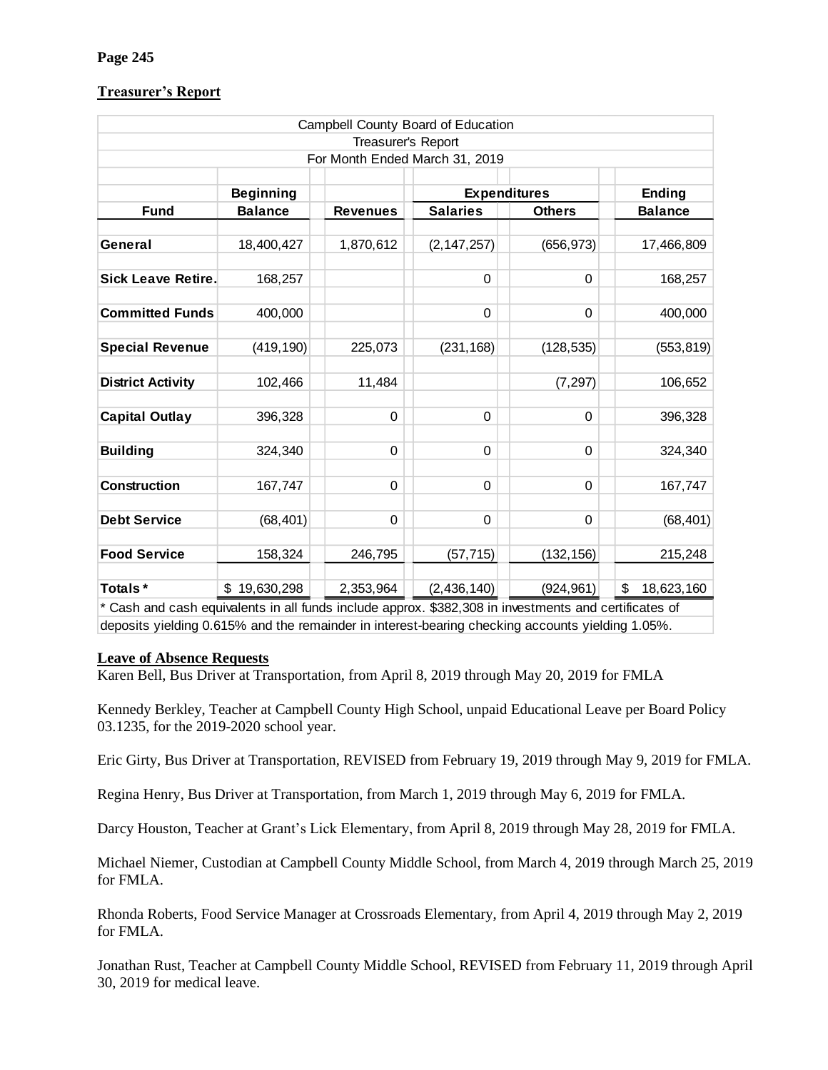**Page 245**

**Treasurer's Report**

| Campbell County Board of Education | | | | | |
|---|---|---|---|---|---|
| Treasurer's Report | | | | | |
| For Month Ended March 31, 2019 | | | | | |
| | **Beginning** | | **Expenditures** | | **Ending** |
| **Fund** | **Balance** | **Revenues** | **Salaries** | **Others** | **Balance** |
| **General** | 18,400,427 | 1,870,612 | (2,147,257) | (656,973) | 17,466,809 |
| **Sick Leave Retire.** | 168,257 | | 0 | 0 | 168,257 |
| **Committed Funds** | 400,000 | | 0 | 0 | 400,000 |
| **Special Revenue** | (419,190) | 225,073 | (231,168) | (128,535) | (553,819) |
| **District Activity** | 102,466 | 11,484 | | (7,297) | 106,652 |
| **Capital Outlay** | 396,328 | 0 | 0 | 0 | 396,328 |
| **Building** | 324,340 | 0 | 0 | 0 | 324,340 |
| **Construction** | 167,747 | 0 | 0 | 0 | 167,747 |
| **Debt Service** | (68,401) | 0 | 0 | 0 | (68,401) |
| **Food Service** | 158,324 | 246,795 | (57,715) | (132,156) | 215,248 |
| **Totals*** | $ 19,630,298 | 2,353,964 | (2,436,140) | (924,961) | $ 18,623,160 |

* Cash and cash equivalents in all funds include approx. $382,308 in investments and certificates of deposits yielding 0.615% and the remainder in interest-bearing checking accounts yielding 1.05%.

**Leave of Absence Requests**

Karen Bell, Bus Driver at Transportation, from April 8, 2019 through May 20, 2019 for FMLA

Kennedy Berkley, Teacher at Campbell County High School, unpaid Educational Leave per Board Policy 03.1235, for the 2019-2020 school year.

Eric Girty, Bus Driver at Transportation, REVISED from February 19, 2019 through May 9, 2019 for FMLA.

Regina Henry, Bus Driver at Transportation, from March 1, 2019 through May 6, 2019 for FMLA.

Darcy Houston, Teacher at Grant's Lick Elementary, from April 8, 2019 through May 28, 2019 for FMLA.

Michael Niemer, Custodian at Campbell County Middle School, from March 4, 2019 through March 25, 2019 for FMLA.

Rhonda Roberts, Food Service Manager at Crossroads Elementary, from April 4, 2019 through May 2, 2019 for FMLA.

Jonathan Rust, Teacher at Campbell County Middle School, REVISED from February 11, 2019 through April 30, 2019 for medical leave.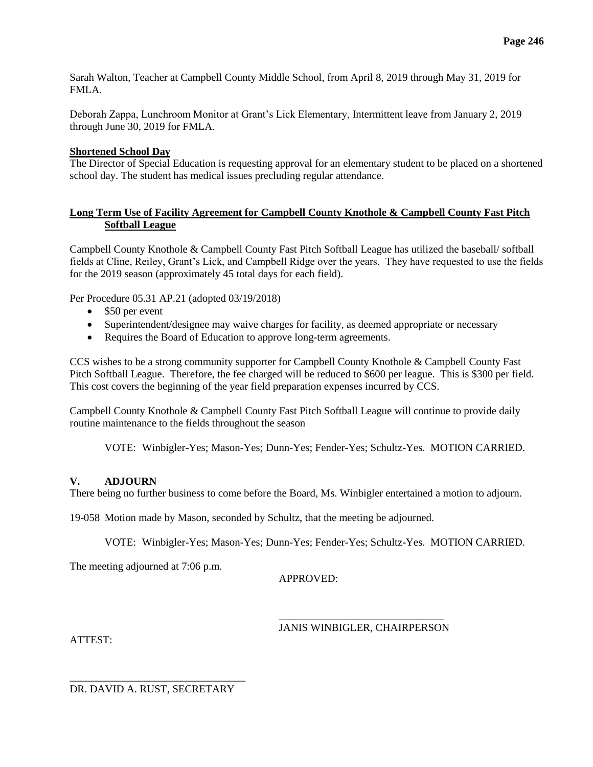Sarah Walton, Teacher at Campbell County Middle School, from April 8, 2019 through May 31, 2019 for FMLA.

Deborah Zappa, Lunchroom Monitor at Grant's Lick Elementary, Intermittent leave from January 2, 2019 through June 30, 2019 for FMLA.

**Shortened School Day**

The Director of Special Education is requesting approval for an elementary student to be placed on a shortened school day. The student has medical issues precluding regular attendance.

**Long Term Use of Facility Agreement for Campbell County Knothole & Campbell County Fast Pitch Softball League**

Campbell County Knothole & Campbell County Fast Pitch Softball League has utilized the baseball/ softball fields at Cline, Reiley, Grant's Lick, and Campbell Ridge over the years. They have requested to use the fields for the 2019 season (approximately 45 total days for each field).

Per Procedure 05.31 AP.21 (adopted 03/19/2018)

- $50 per event
- Superintendent/designee may waive charges for facility, as deemed appropriate or necessary
- Requires the Board of Education to approve long-term agreements.

CCS wishes to be a strong community supporter for Campbell County Knothole & Campbell County Fast Pitch Softball League. Therefore, the fee charged will be reduced to $600 per league. This is $300 per field. This cost covers the beginning of the year field preparation expenses incurred by CCS.

Campbell County Knothole & Campbell County Fast Pitch Softball League will continue to provide daily routine maintenance to the fields throughout the season

VOTE: Winbigler-Yes; Mason-Yes; Dunn-Yes; Fender-Yes; Schultz-Yes. MOTION CARRIED.

## V. ADJOURN

There being no further business to come before the Board, Ms. Winbigler entertained a motion to adjourn.

19-058 Motion made by Mason, seconded by Schultz, that the meeting be adjourned.

VOTE: Winbigler-Yes; Mason-Yes; Dunn-Yes; Fender-Yes; Schultz-Yes. MOTION CARRIED.

The meeting adjourned at 7:06 p.m.

APPROVED:

\_\_\_\_\_\_\_\_\_\_\_\_\_\_\_\_\_\_\_\_\_\_\_\_\_\_\_\_\_\_\_

JANIS WINBIGLER, CHAIRPERSON

ATTEST:

\_\_\_\_\_\_\_\_\_\_\_\_\_\_\_\_\_\_\_\_\_\_\_\_\_\_\_\_\_\_\_

DR. DAVID A. RUST, SECRETARY